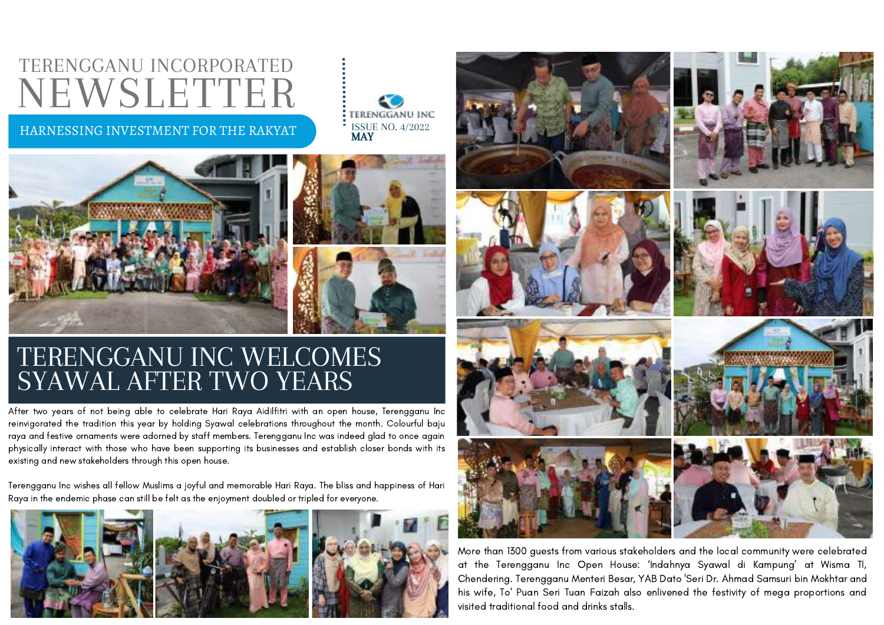TERENGGANU INCORPORATED

# NEWSLETTER

HARNESSING INVESTMENT FOR THE RAKYAT

TERENGGANU INC

ISSUE NO. 4/2022

**MAY**

## TERENGGANU INC WELCOMES SYAWAL AFTER TWO YEARS

After two years of not being able to celebrate Hari Raya Aidilfitri with an open house, Terengganu Inc reinvigorated the tradition this year by holding Syawal celebrations throughout the month. Colourful baju raya and festive ornaments were adorned by staff members. Terengganu Inc was indeed glad to once again physically interact with those who have been supporting its businesses and establish closer bonds with its existing and new stakeholders through this open house.

Terengganu Inc wishes all fellow Muslims a joyful and memorable Hari Raya. The bliss and happiness of Hari Raya in the endemic phase can still be felt as the enjoyment doubled or tripled for everyone.

More than 1300 guests from various stakeholders and the local community were celebrated at the Terengganu Inc Open House: 'Indahnya Syawal di Kampung' at Wisma TI, Chendering. Terengganu Menteri Besar, YAB Dato 'Seri Dr. Ahmad Samsuri bin Mokhtar and his wife, To' Puan Seri Tuan Faizah also enlivened the festivity of mega proportions and visited traditional food and drinks stalls.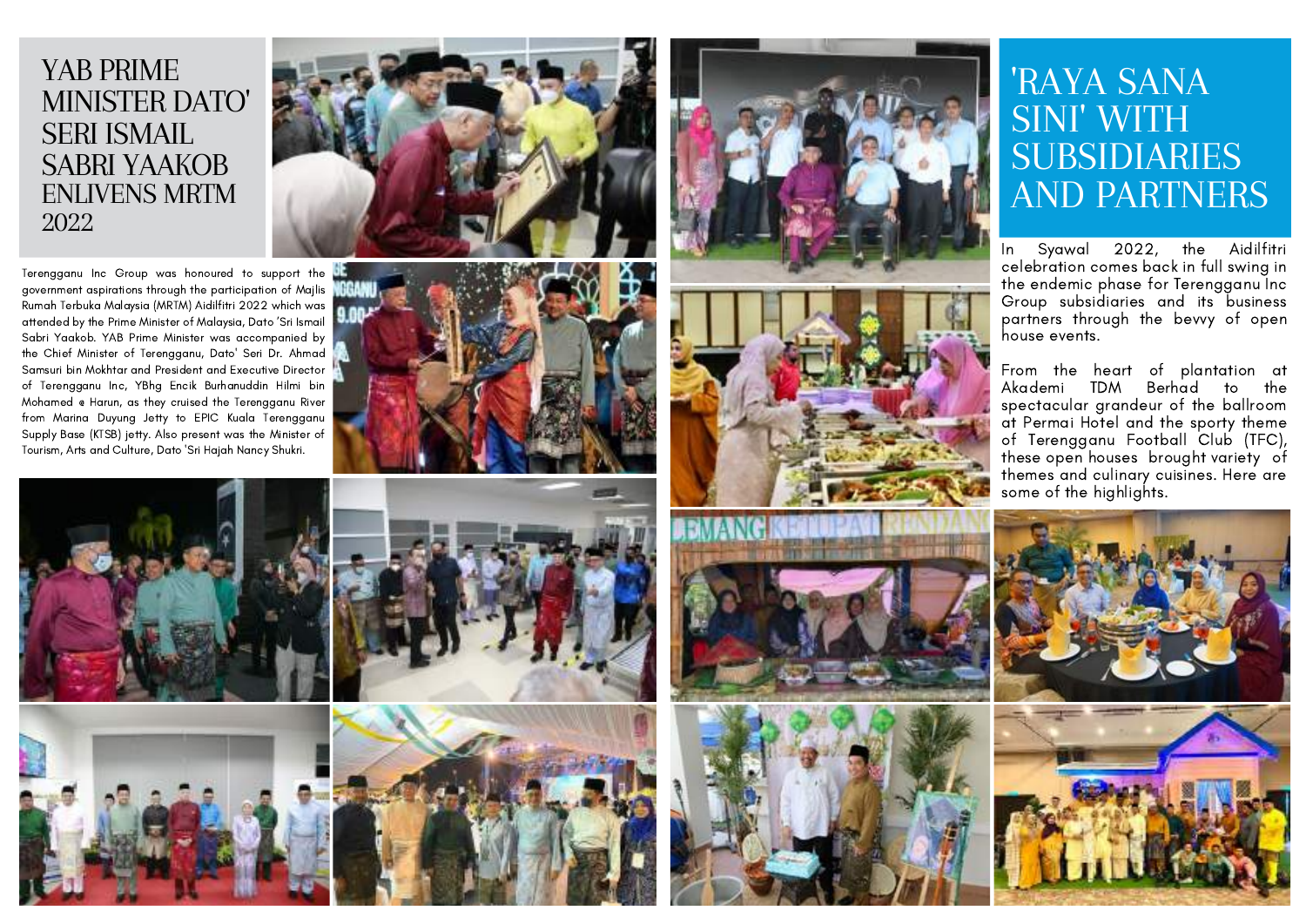# YAB PRIME MINISTER DATO' SERI ISMAIL SABRI YAAKOB ENLIVENS MRTM 2022

Terengganu Inc Group was honoured to support the government aspirations through the participation of Majlis Rumah Terbuka Malaysia (MRTM) Aidilfitri 2022 which was attended by the Prime Minister of Malaysia, Dato 'Sri Ismail Sabri Yaakob. YAB Prime Minister was accompanied by the Chief Minister of Terengganu, Dato' Seri Dr. Ahmad Samsuri bin Mokhtar and President and Executive Director of Terengganu Inc, YBhg Encik Burhanuddin Hilmi bin Mohamed @ Harun, as they cruised the Terengganu River from Marina Duyung Jetty to EPIC Kuala Terengganu Supply Base (KTSB) jetty. Also present was the Minister of Tourism, Arts and Culture, Dato 'Sri Hajah Nancy Shukri.

# 'RAYA SANA SINI' WITH SUBSIDIARIES AND PARTNERS

In Syawal 2022, the Aidilfitri celebration comes back in full swing in the endemic phase for Terengganu Inc Group subsidiaries and its business partners through the bevvy of open house events.

From the heart of plantation at Akademi TDM Berhad to the spectacular grandeur of the ballroom at Permai Hotel and the sporty theme of Terengganu Football Club (TFC), these open houses brought variety of themes and culinary cuisines. Here are some of the highlights.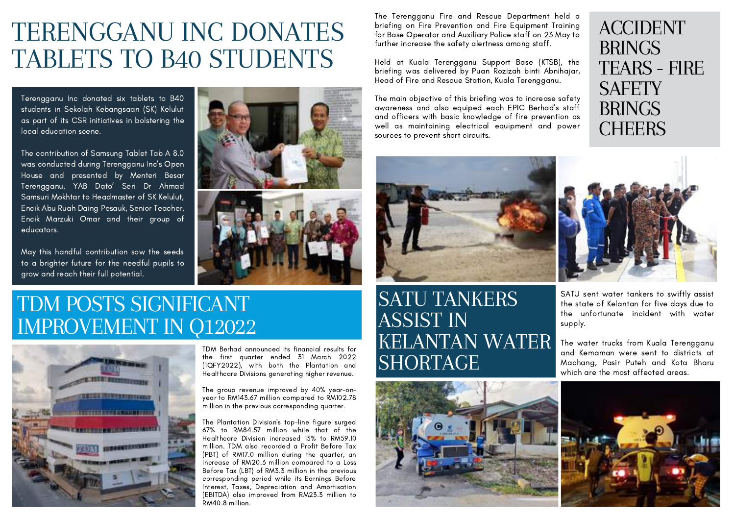# TERENGGANU INC DONATES TABLETS TO B40 STUDENTS

Terengganu Inc donated six tablets to B40 students in Sekolah Kebangsaan (SK) Kelulut as part of its CSR initiatives in bolstering the local education scene.

The contribution of Samsung Tablet Tab A 8.0 was conducted during Terengganu Inc's Open House and presented by Menteri Besar Terengganu, YAB Dato' Seri Dr Ahmad Samsuri Mokhtar to Headmaster of SK Kelulut, Encik Abu Ruah Daing Pesauk, Senior Teacher, Encik Marzuki Omar and their group of educators.

May this handful contribution sow the seeds to a brighter future for the needful pupils to grow and reach their full potential.

# TDM POSTS SIGNIFICANT IMPROVEMENT IN Q12022

TDM Berhad announced its financial results for the first quarter ended 31 March 2022 (1QFY2022), with both the Plantation and Healthcare Divisions generating higher revenue.

The group revenue improved by 40% year-on-year to RM143.67 million compared to RM102.78 million in the previous corresponding quarter.

The Plantation Division's top-line figure surged 67% to RM84.57 million while that of the Healthcare Division increased 13% to RM59.10 million. TDM also recorded a Profit Before Tax (PBT) of RM17.0 million during the quarter, an increase of RM20.3 million compared to a Loss Before Tax (LBT) of RM3.3 million in the previous corresponding period while its Earnings Before Interest, Taxes, Depreciation and Amortisation (EBITDA) also improved from RM23.3 million to RM40.8 million.

# ACCIDENT BRINGS TEARS - FIRE SAFETY BRINGS CHEERS

The Terengganu Fire and Rescue Department held a briefing on Fire Prevention and Fire Equipment Training for Base Operator and Auxiliary Police staff on 23 May to further increase the safety alertness among staff.

Held at Kuala Terengganu Support Base (KTSB), the briefing was delivered by Puan Rozizah binti Abnihajar, Head of Fire and Rescue Station, Kuala Terengganu.

The main objective of this briefing was to increase safety awareness and also equiped each EPIC Berhad's staff and officers with basic knowledge of fire prevention as well as maintaining electrical equipment and power sources to prevent short circuits.

# SATU TANKERS ASSIST IN KELANTAN WATER SHORTAGE

SATU sent water tankers to swiftly assist the state of Kelantan for five days due to the unfortunate incident with water supply.

The water trucks from Kuala Terengganu and Kemaman were sent to districts at Machang, Pasir Puteh and Kota Bharu which are the most affected areas.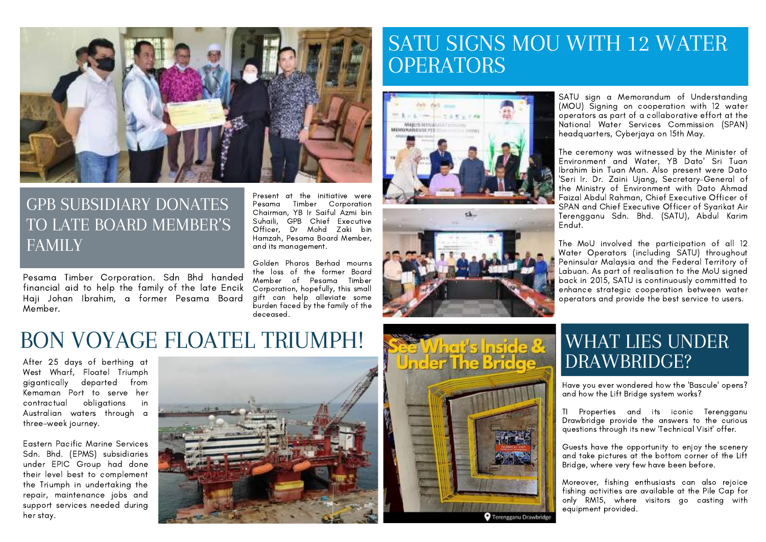## GPB SUBSIDIARY DONATES TO LATE BOARD MEMBER'S FAMILY

Pesama Timber Corporation. Sdn Bhd handed financial aid to help the family of the late Encik Haji Johan Ibrahim, a former Pesama Board Member.

Present at the initiative were Pesama Timber Corporation Chairman, YB Ir Saiful Azmi bin Suhaili, GPB Chief Executive Officer, Dr Mohd Zaki bin Hamzah, Pesama Board Member, and its management.

Golden Pharos Berhad mourns the loss of the former Board Member of Pesama Timber Corporation, hopefully, this small gift can help alleviate some burden faced by the family of the deceased.

## SATU SIGNS MOU WITH 12 WATER OPERATORS

SATU sign a Memorandum of Understanding (MOU) Signing on cooperation with 12 water operators as part of a collaborative effort at the National Water Services Commission (SPAN) headquarters, Cyberjaya on 15th May.

The ceremony was witnessed by the Minister of Environment and Water, YB Dato' Sri Tuan Ibrahim bin Tuan Man. Also present were Dato 'Seri Ir. Dr. Zaini Ujang, Secretary-General of the Ministry of Environment with Dato Ahmad Faizal Abdul Rahman, Chief Executive Officer of SPAN and Chief Executive Officer of Syarikat Air Terengganu Sdn. Bhd. (SATU), Abdul Karim Endut.

The MoU involved the participation of all 12 Water Operators (including SATU) throughout Peninsular Malaysia and the Federal Territory of Labuan. As part of realisation to the MoU signed back in 2015, SATU is continuously committed to enhance strategic cooperation between water operators and provide the best service to users.

## BON VOYAGE FLOATEL TRIUMPH!

After 25 days of berthing at West Wharf, Floatel Triumph gigantically departed from Kemaman Port to serve her contractual obligations in Australian waters through a three-week journey.

Eastern Pacific Marine Services Sdn. Bhd. (EPMS) subsidiaries under EPIC Group had done their level best to complement the Triumph in undertaking the repair, maintenance jobs and support services needed during her stay.

## WHAT LIES UNDER DRAWBRIDGE?

Have you ever wondered how the 'Bascule' opens? and how the Lift Bridge system works?

TI Properties and its iconic Terengganu Drawbridge provide the answers to the curious questions through its new 'Technical Visit' offer.

Guests have the opportunity to enjoy the scenery and take pictures at the bottom corner of the Lift Bridge, where very few have been before.

Moreover, fishing enthusiasts can also rejoice fishing activities are available at the Pile Cap for only RM15, where visitors go casting with equipment provided.